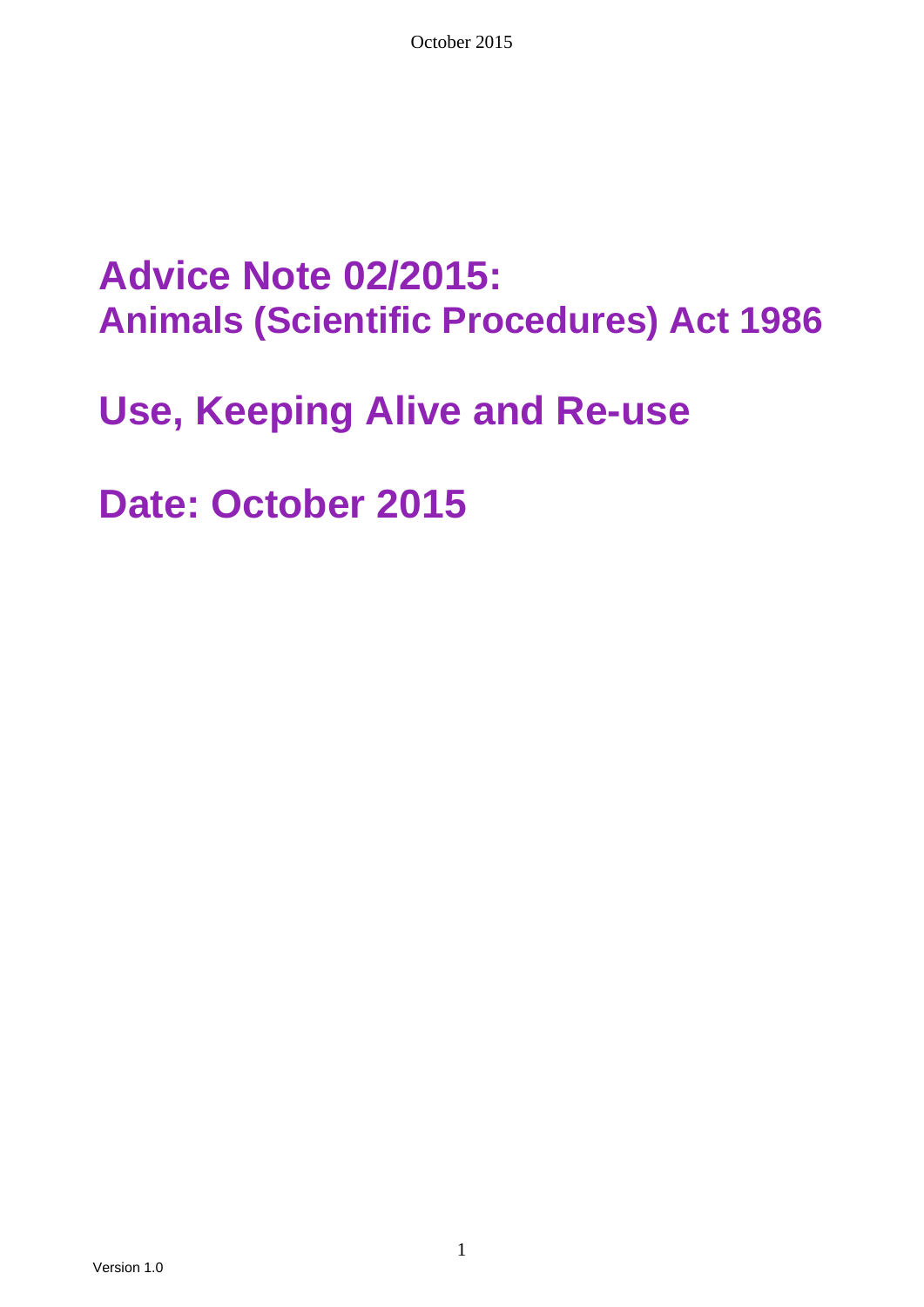# Advice Note 02/2015:
# Animals (Scientific Procedures) Act 1986

# Use, Keeping Alive and Re-use

# Date: October 2015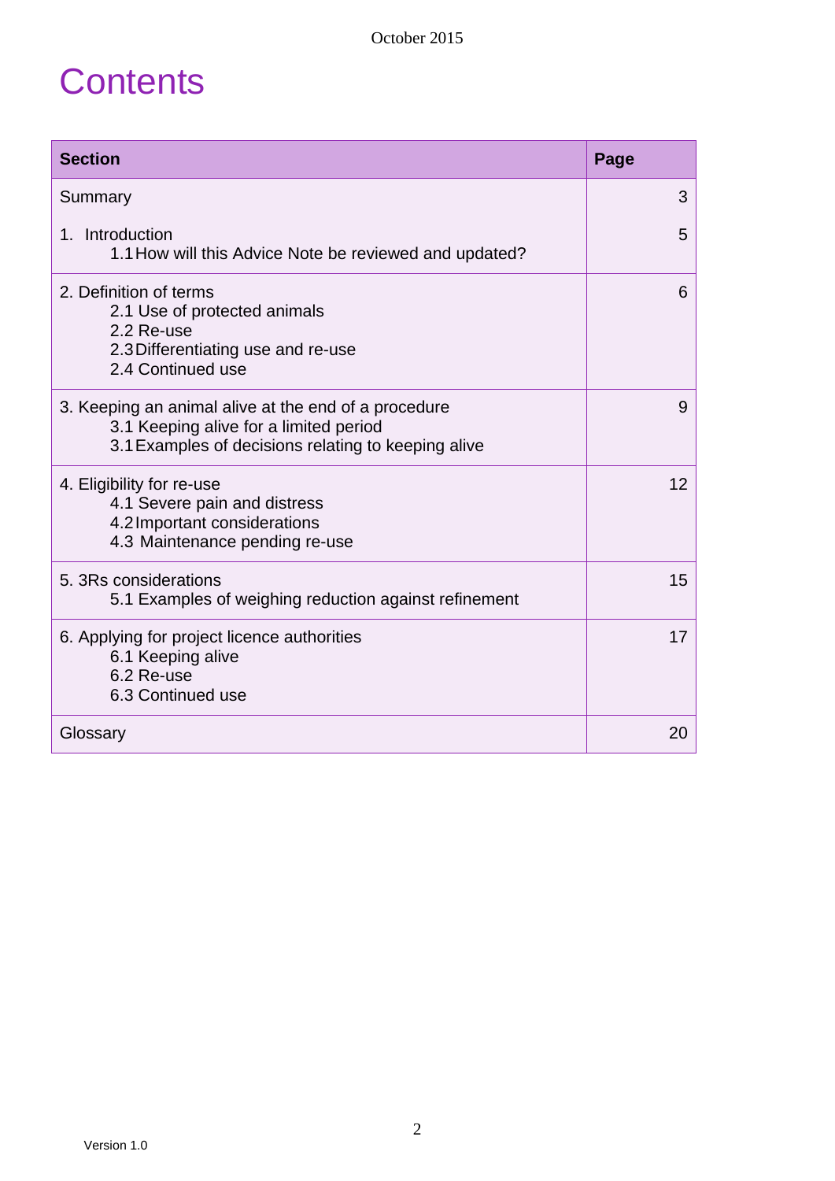# Contents

| Section | Page |
|---|---|
| Summary<br><br>1. Introduction<br>1.1 How will this Advice Note be reviewed and updated? | 3<br><br>5 |
| 2. Definition of terms<br>2.1 Use of protected animals<br>2.2 Re-use<br>2.3 Differentiating use and re-use<br>2.4 Continued use | 6 |
| 3. Keeping an animal alive at the end of a procedure<br>3.1 Keeping alive for a limited period<br>3.1 Examples of decisions relating to keeping alive | 9 |
| 4. Eligibility for re-use<br>4.1 Severe pain and distress<br>4.2 Important considerations<br>4.3 Maintenance pending re-use | 12 |
| 5. 3Rs considerations<br>5.1 Examples of weighing reduction against refinement | 15 |
| 6. Applying for project licence authorities<br>6.1 Keeping alive<br>6.2 Re-use<br>6.3 Continued use | 17 |
| Glossary | 20 |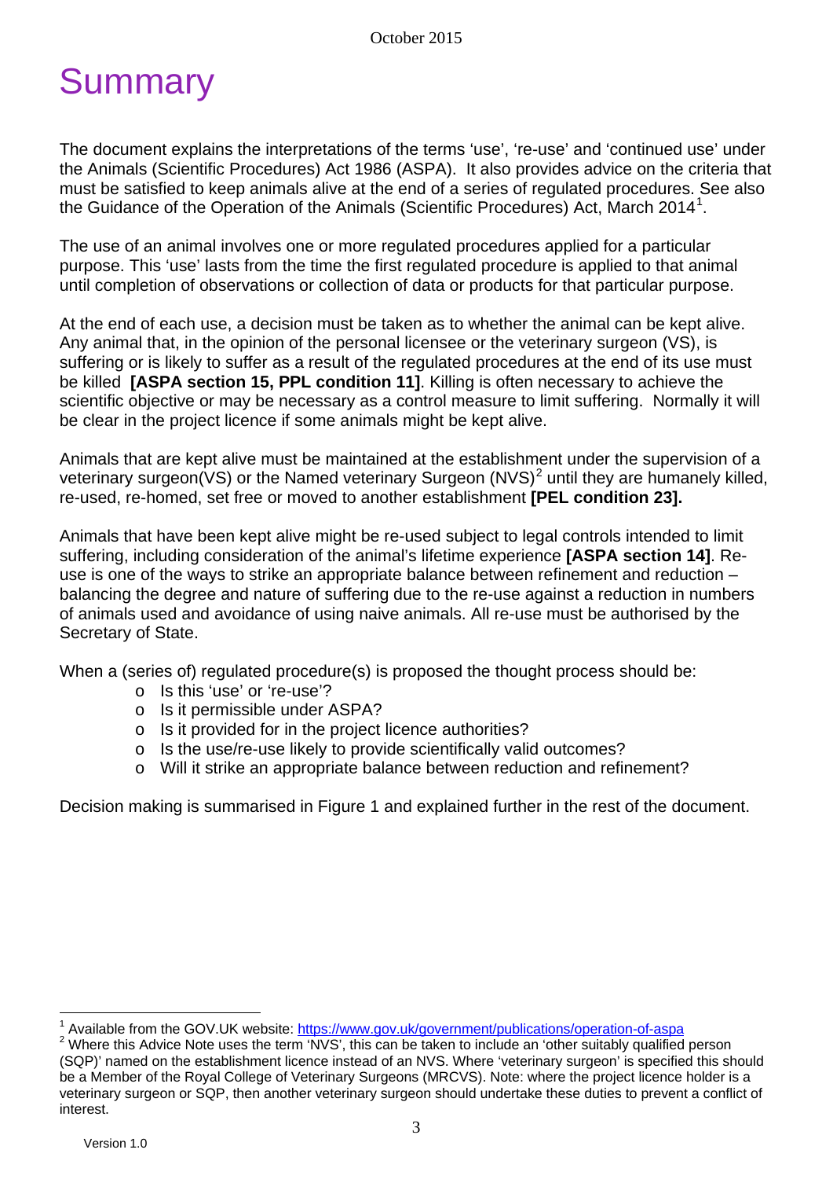# Summary

The document explains the interpretations of the terms 'use', 're-use' and 'continued use' under the Animals (Scientific Procedures) Act 1986 (ASPA). It also provides advice on the criteria that must be satisfied to keep animals alive at the end of a series of regulated procedures. See also the Guidance of the Operation of the Animals (Scientific Procedures) Act, March 2014[1].

The use of an animal involves one or more regulated procedures applied for a particular purpose. This 'use' lasts from the time the first regulated procedure is applied to that animal until completion of observations or collection of data or products for that particular purpose.

At the end of each use, a decision must be taken as to whether the animal can be kept alive. Any animal that, in the opinion of the personal licensee or the veterinary surgeon (VS), is suffering or is likely to suffer as a result of the regulated procedures at the end of its use must be killed **[ASPA section 15, PPL condition 11]**. Killing is often necessary to achieve the scientific objective or may be necessary as a control measure to limit suffering. Normally it will be clear in the project licence if some animals might be kept alive.

Animals that are kept alive must be maintained at the establishment under the supervision of a veterinary surgeon(VS) or the Named veterinary Surgeon (NVS)[2] until they are humanely killed, re-used, re-homed, set free or moved to another establishment **[PEL condition 23].**

Animals that have been kept alive might be re-used subject to legal controls intended to limit suffering, including consideration of the animal's lifetime experience **[ASPA section 14]**. Re-use is one of the ways to strike an appropriate balance between refinement and reduction – balancing the degree and nature of suffering due to the re-use against a reduction in numbers of animals used and avoidance of using naive animals. All re-use must be authorised by the Secretary of State.

When a (series of) regulated procedure(s) is proposed the thought process should be:

- Is this 'use' or 're-use'?
- Is it permissible under ASPA?
- Is it provided for in the project licence authorities?
- Is the use/re-use likely to provide scientifically valid outcomes?
- Will it strike an appropriate balance between reduction and refinement?

Decision making is summarised in Figure 1 and explained further in the rest of the document.

---

[1] Available from the GOV.UK website: https://www.gov.uk/government/publications/operation-of-aspa

[2] Where this Advice Note uses the term 'NVS', this can be taken to include an 'other suitably qualified person (SQP)' named on the establishment licence instead of an NVS. Where 'veterinary surgeon' is specified this should be a Member of the Royal College of Veterinary Surgeons (MRCVS). Note: where the project licence holder is a veterinary surgeon or SQP, then another veterinary surgeon should undertake these duties to prevent a conflict of interest.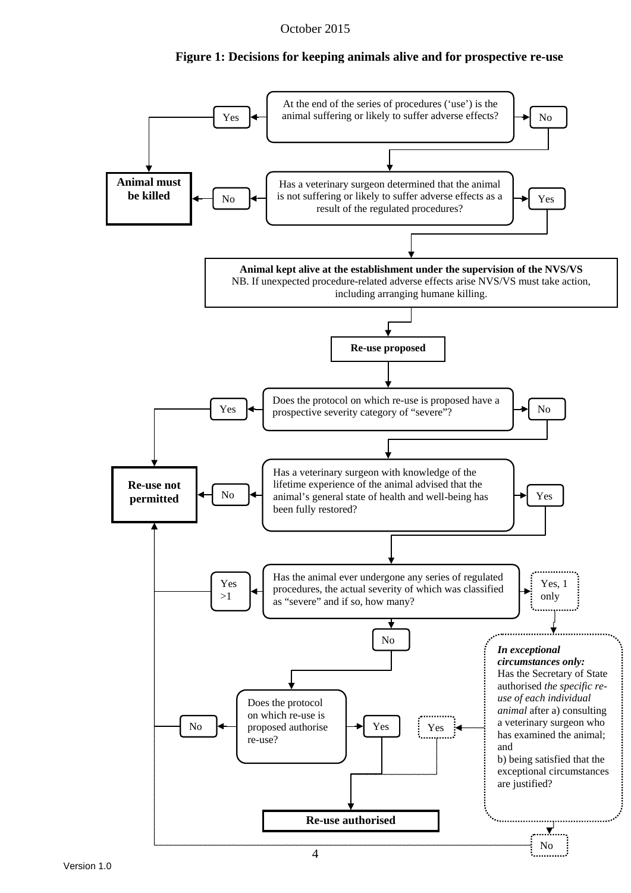**Figure 1: Decisions for keeping animals alive and for prospective re-use**

At the end of the series of procedures ('use') is the animal suffering or likely to suffer adverse effects?

- Yes → **Animal must be killed**
- No → Has a veterinary surgeon determined that the animal is not suffering or likely to suffer adverse effects as a result of the regulated procedures?
  - No → **Animal must be killed**
  - Yes → **Animal kept alive at the establishment under the supervision of the NVS/VS**
    NB. If unexpected procedure-related adverse effects arise NVS/VS must take action, including arranging humane killing.

**Re-use proposed**

Does the protocol on which re-use is proposed have a prospective severity category of "severe"?

- Yes → **Re-use not permitted**
- No → Has a veterinary surgeon with knowledge of the lifetime experience of the animal advised that the animal's general state of health and well-being has been fully restored?
  - No → **Re-use not permitted**
  - Yes → Has the animal ever undergone any series of regulated procedures, the actual severity of which was classified as "severe" and if so, how many?
    - Yes >1 → **Re-use not permitted**
    - Yes, 1 only → ***In exceptional circumstances only:*** Has the Secretary of State authorised *the specific re-use of each individual animal* after a) consulting a veterinary surgeon who has examined the animal; and b) being satisfied that the exceptional circumstances are justified?
      - Yes → **Re-use authorised**
      - No → **Re-use not permitted**
    - No → Does the protocol on which re-use is proposed authorise re-use?
      - No → **Re-use not permitted**
      - Yes → **Re-use authorised**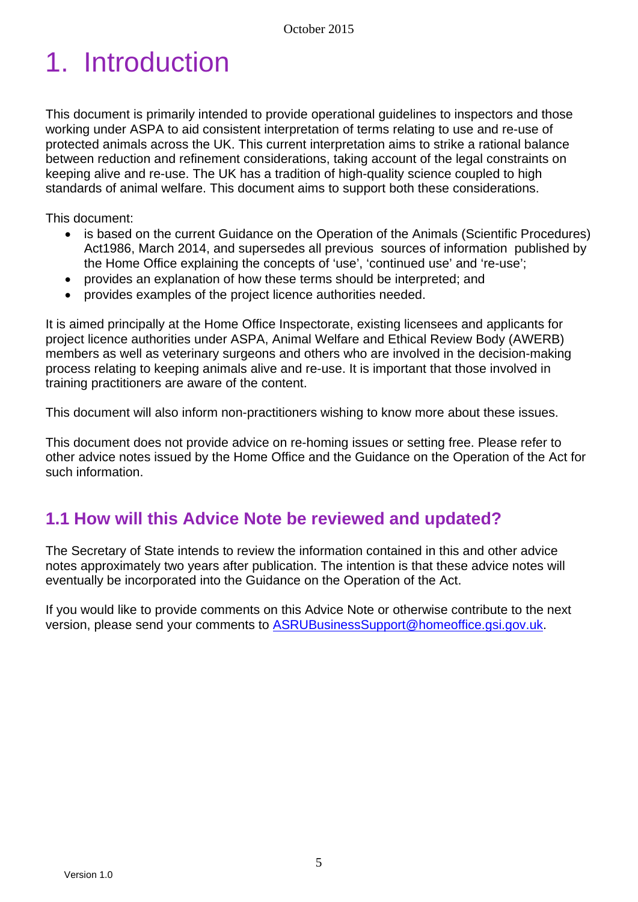# 1. Introduction

This document is primarily intended to provide operational guidelines to inspectors and those working under ASPA to aid consistent interpretation of terms relating to use and re-use of protected animals across the UK. This current interpretation aims to strike a rational balance between reduction and refinement considerations, taking account of the legal constraints on keeping alive and re-use. The UK has a tradition of high-quality science coupled to high standards of animal welfare. This document aims to support both these considerations.

This document:

- is based on the current Guidance on the Operation of the Animals (Scientific Procedures) Act1986, March 2014, and supersedes all previous sources of information published by the Home Office explaining the concepts of 'use', 'continued use' and 're-use';
- provides an explanation of how these terms should be interpreted; and
- provides examples of the project licence authorities needed.

It is aimed principally at the Home Office Inspectorate, existing licensees and applicants for project licence authorities under ASPA, Animal Welfare and Ethical Review Body (AWERB) members as well as veterinary surgeons and others who are involved in the decision-making process relating to keeping animals alive and re-use. It is important that those involved in training practitioners are aware of the content.

This document will also inform non-practitioners wishing to know more about these issues.

This document does not provide advice on re-homing issues or setting free. Please refer to other advice notes issued by the Home Office and the Guidance on the Operation of the Act for such information.

## 1.1 How will this Advice Note be reviewed and updated?

The Secretary of State intends to review the information contained in this and other advice notes approximately two years after publication. The intention is that these advice notes will eventually be incorporated into the Guidance on the Operation of the Act.

If you would like to provide comments on this Advice Note or otherwise contribute to the next version, please send your comments to ASRUBusinessSupport@homeoffice.gsi.gov.uk.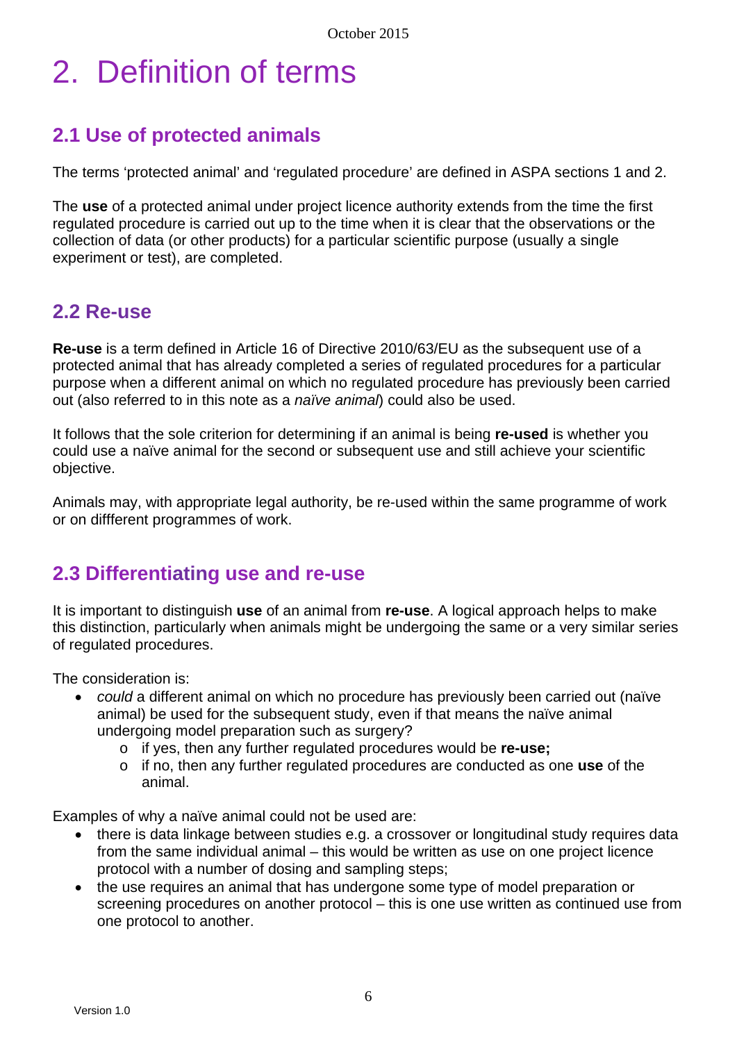# 2. Definition of terms

## 2.1 Use of protected animals

The terms 'protected animal' and 'regulated procedure' are defined in ASPA sections 1 and 2.

The **use** of a protected animal under project licence authority extends from the time the first regulated procedure is carried out up to the time when it is clear that the observations or the collection of data (or other products) for a particular scientific purpose (usually a single experiment or test), are completed.

## 2.2 Re-use

**Re-use** is a term defined in Article 16 of Directive 2010/63/EU as the subsequent use of a protected animal that has already completed a series of regulated procedures for a particular purpose when a different animal on which no regulated procedure has previously been carried out (also referred to in this note as a *naïve animal*) could also be used.

It follows that the sole criterion for determining if an animal is being **re-used** is whether you could use a naïve animal for the second or subsequent use and still achieve your scientific objective.

Animals may, with appropriate legal authority, be re-used within the same programme of work or on diffferent programmes of work.

## 2.3 Differentiating use and re-use

It is important to distinguish **use** of an animal from **re-use**. A logical approach helps to make this distinction, particularly when animals might be undergoing the same or a very similar series of regulated procedures.

The consideration is:

- *could* a different animal on which no procedure has previously been carried out (naïve animal) be used for the subsequent study, even if that means the naïve animal undergoing model preparation such as surgery?
  - if yes, then any further regulated procedures would be **re-use;**
  - if no, then any further regulated procedures are conducted as one **use** of the animal.

Examples of why a naïve animal could not be used are:

- there is data linkage between studies e.g. a crossover or longitudinal study requires data from the same individual animal – this would be written as use on one project licence protocol with a number of dosing and sampling steps;
- the use requires an animal that has undergone some type of model preparation or screening procedures on another protocol – this is one use written as continued use from one protocol to another.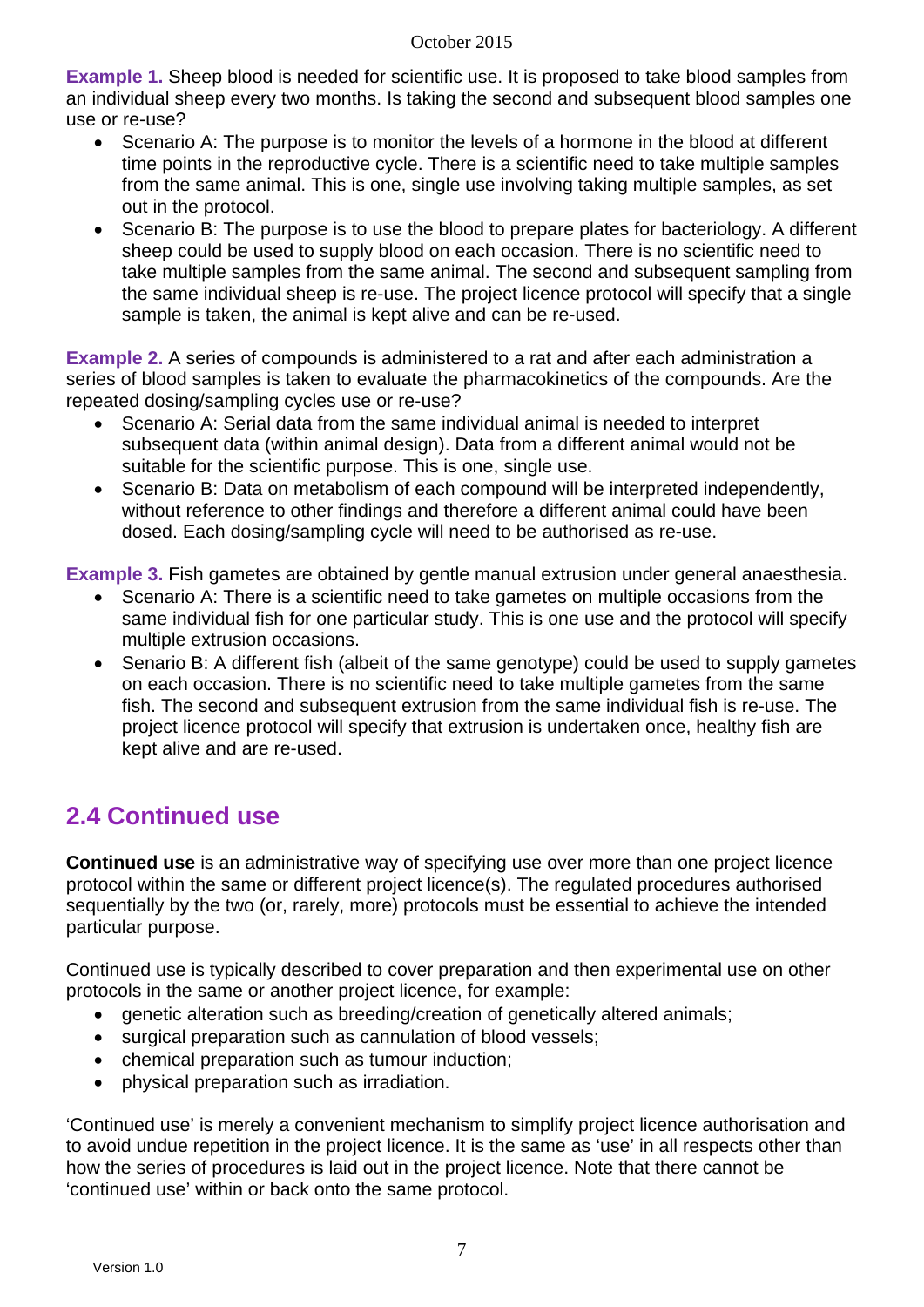**Example 1.** Sheep blood is needed for scientific use. It is proposed to take blood samples from an individual sheep every two months. Is taking the second and subsequent blood samples one use or re-use?

- Scenario A: The purpose is to monitor the levels of a hormone in the blood at different time points in the reproductive cycle. There is a scientific need to take multiple samples from the same animal. This is one, single use involving taking multiple samples, as set out in the protocol.
- Scenario B: The purpose is to use the blood to prepare plates for bacteriology. A different sheep could be used to supply blood on each occasion. There is no scientific need to take multiple samples from the same animal. The second and subsequent sampling from the same individual sheep is re-use. The project licence protocol will specify that a single sample is taken, the animal is kept alive and can be re-used.

**Example 2.** A series of compounds is administered to a rat and after each administration a series of blood samples is taken to evaluate the pharmacokinetics of the compounds. Are the repeated dosing/sampling cycles use or re-use?

- Scenario A: Serial data from the same individual animal is needed to interpret subsequent data (within animal design). Data from a different animal would not be suitable for the scientific purpose. This is one, single use.
- Scenario B: Data on metabolism of each compound will be interpreted independently, without reference to other findings and therefore a different animal could have been dosed. Each dosing/sampling cycle will need to be authorised as re-use.

**Example 3.** Fish gametes are obtained by gentle manual extrusion under general anaesthesia.

- Scenario A: There is a scientific need to take gametes on multiple occasions from the same individual fish for one particular study. This is one use and the protocol will specify multiple extrusion occasions.
- Senario B: A different fish (albeit of the same genotype) could be used to supply gametes on each occasion. There is no scientific need to take multiple gametes from the same fish. The second and subsequent extrusion from the same individual fish is re-use. The project licence protocol will specify that extrusion is undertaken once, healthy fish are kept alive and are re-used.

## 2.4 Continued use

**Continued use** is an administrative way of specifying use over more than one project licence protocol within the same or different project licence(s). The regulated procedures authorised sequentially by the two (or, rarely, more) protocols must be essential to achieve the intended particular purpose.

Continued use is typically described to cover preparation and then experimental use on other protocols in the same or another project licence, for example:

- genetic alteration such as breeding/creation of genetically altered animals;
- surgical preparation such as cannulation of blood vessels;
- chemical preparation such as tumour induction;
- physical preparation such as irradiation.

'Continued use' is merely a convenient mechanism to simplify project licence authorisation and to avoid undue repetition in the project licence. It is the same as 'use' in all respects other than how the series of procedures is laid out in the project licence. Note that there cannot be 'continued use' within or back onto the same protocol.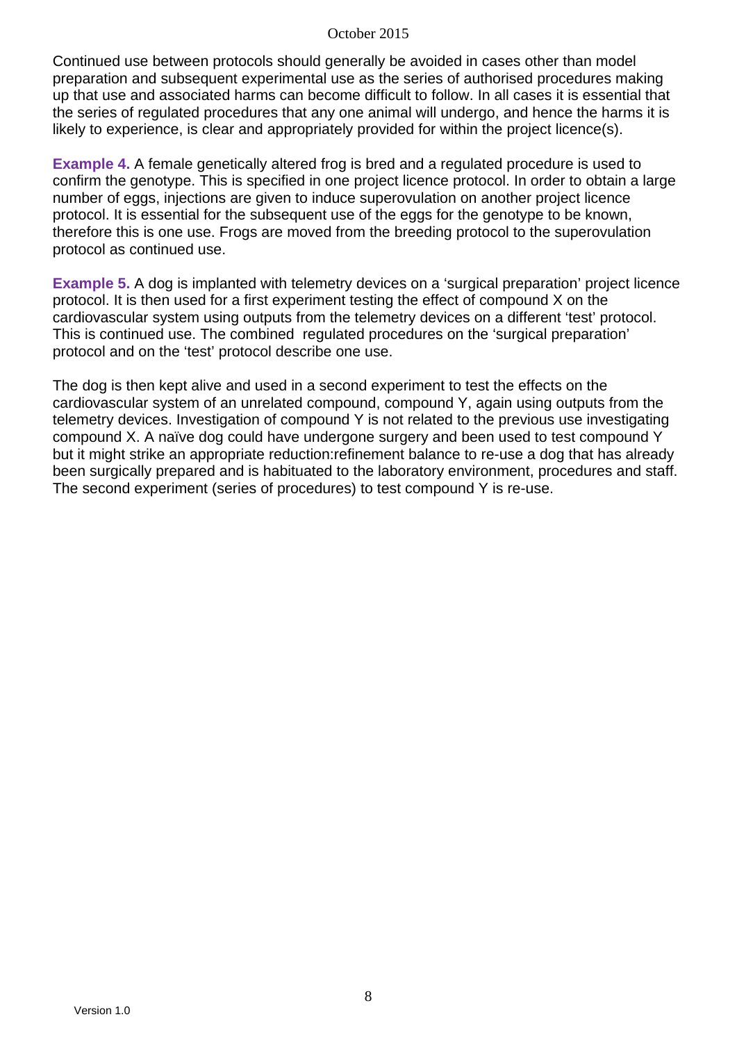Continued use between protocols should generally be avoided in cases other than model preparation and subsequent experimental use as the series of authorised procedures making up that use and associated harms can become difficult to follow. In all cases it is essential that the series of regulated procedures that any one animal will undergo, and hence the harms it is likely to experience, is clear and appropriately provided for within the project licence(s).

**Example 4.** A female genetically altered frog is bred and a regulated procedure is used to confirm the genotype. This is specified in one project licence protocol. In order to obtain a large number of eggs, injections are given to induce superovulation on another project licence protocol. It is essential for the subsequent use of the eggs for the genotype to be known, therefore this is one use. Frogs are moved from the breeding protocol to the superovulation protocol as continued use.

**Example 5.** A dog is implanted with telemetry devices on a 'surgical preparation' project licence protocol. It is then used for a first experiment testing the effect of compound X on the cardiovascular system using outputs from the telemetry devices on a different 'test' protocol. This is continued use. The combined regulated procedures on the 'surgical preparation' protocol and on the 'test' protocol describe one use.

The dog is then kept alive and used in a second experiment to test the effects on the cardiovascular system of an unrelated compound, compound Y, again using outputs from the telemetry devices. Investigation of compound Y is not related to the previous use investigating compound X. A naïve dog could have undergone surgery and been used to test compound Y but it might strike an appropriate reduction:refinement balance to re-use a dog that has already been surgically prepared and is habituated to the laboratory environment, procedures and staff. The second experiment (series of procedures) to test compound Y is re-use.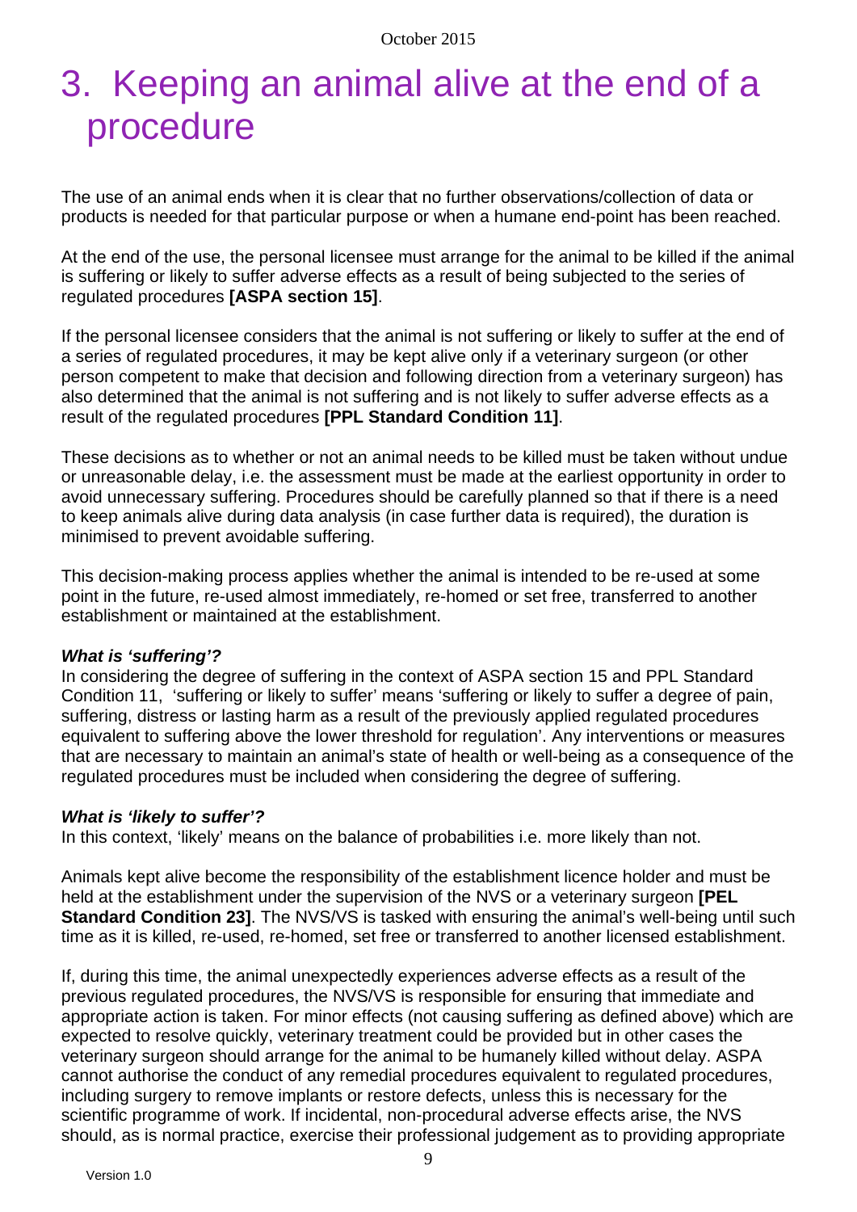# 3. Keeping an animal alive at the end of a procedure

The use of an animal ends when it is clear that no further observations/collection of data or products is needed for that particular purpose or when a humane end-point has been reached.

At the end of the use, the personal licensee must arrange for the animal to be killed if the animal is suffering or likely to suffer adverse effects as a result of being subjected to the series of regulated procedures **[ASPA section 15]**.

If the personal licensee considers that the animal is not suffering or likely to suffer at the end of a series of regulated procedures, it may be kept alive only if a veterinary surgeon (or other person competent to make that decision and following direction from a veterinary surgeon) has also determined that the animal is not suffering and is not likely to suffer adverse effects as a result of the regulated procedures **[PPL Standard Condition 11]**.

These decisions as to whether or not an animal needs to be killed must be taken without undue or unreasonable delay, i.e. the assessment must be made at the earliest opportunity in order to avoid unnecessary suffering. Procedures should be carefully planned so that if there is a need to keep animals alive during data analysis (in case further data is required), the duration is minimised to prevent avoidable suffering.

This decision-making process applies whether the animal is intended to be re-used at some point in the future, re-used almost immediately, re-homed or set free, transferred to another establishment or maintained at the establishment.

***What is 'suffering'?***
In considering the degree of suffering in the context of ASPA section 15 and PPL Standard Condition 11, 'suffering or likely to suffer' means 'suffering or likely to suffer a degree of pain, suffering, distress or lasting harm as a result of the previously applied regulated procedures equivalent to suffering above the lower threshold for regulation'. Any interventions or measures that are necessary to maintain an animal's state of health or well-being as a consequence of the regulated procedures must be included when considering the degree of suffering.

***What is 'likely to suffer'?***
In this context, 'likely' means on the balance of probabilities i.e. more likely than not.

Animals kept alive become the responsibility of the establishment licence holder and must be held at the establishment under the supervision of the NVS or a veterinary surgeon **[PEL Standard Condition 23]**. The NVS/VS is tasked with ensuring the animal's well-being until such time as it is killed, re-used, re-homed, set free or transferred to another licensed establishment.

If, during this time, the animal unexpectedly experiences adverse effects as a result of the previous regulated procedures, the NVS/VS is responsible for ensuring that immediate and appropriate action is taken. For minor effects (not causing suffering as defined above) which are expected to resolve quickly, veterinary treatment could be provided but in other cases the veterinary surgeon should arrange for the animal to be humanely killed without delay. ASPA cannot authorise the conduct of any remedial procedures equivalent to regulated procedures, including surgery to remove implants or restore defects, unless this is necessary for the scientific programme of work. If incidental, non-procedural adverse effects arise, the NVS should, as is normal practice, exercise their professional judgement as to providing appropriate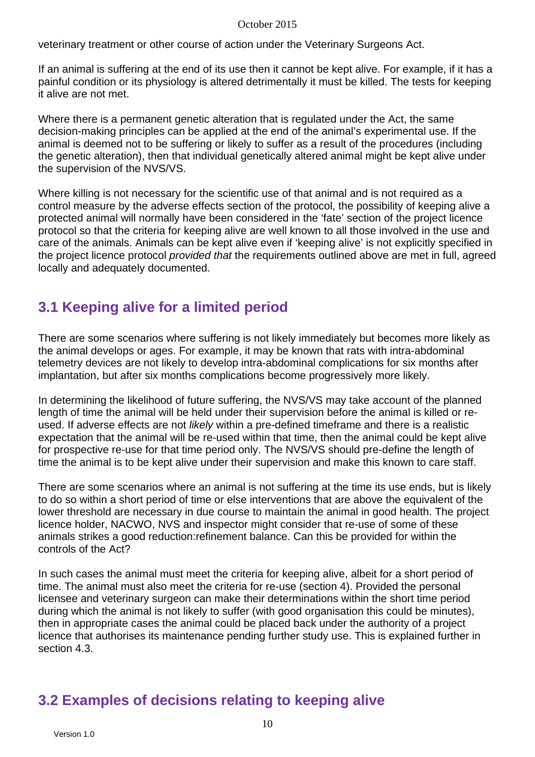veterinary treatment or other course of action under the Veterinary Surgeons Act.

If an animal is suffering at the end of its use then it cannot be kept alive. For example, if it has a painful condition or its physiology is altered detrimentally it must be killed. The tests for keeping it alive are not met.

Where there is a permanent genetic alteration that is regulated under the Act, the same decision-making principles can be applied at the end of the animal's experimental use. If the animal is deemed not to be suffering or likely to suffer as a result of the procedures (including the genetic alteration), then that individual genetically altered animal might be kept alive under the supervision of the NVS/VS.

Where killing is not necessary for the scientific use of that animal and is not required as a control measure by the adverse effects section of the protocol, the possibility of keeping alive a protected animal will normally have been considered in the 'fate' section of the project licence protocol so that the criteria for keeping alive are well known to all those involved in the use and care of the animals. Animals can be kept alive even if 'keeping alive' is not explicitly specified in the project licence protocol *provided that* the requirements outlined above are met in full, agreed locally and adequately documented.

## 3.1 Keeping alive for a limited period

There are some scenarios where suffering is not likely immediately but becomes more likely as the animal develops or ages. For example, it may be known that rats with intra-abdominal telemetry devices are not likely to develop intra-abdominal complications for six months after implantation, but after six months complications become progressively more likely.

In determining the likelihood of future suffering, the NVS/VS may take account of the planned length of time the animal will be held under their supervision before the animal is killed or re-used. If adverse effects are not *likely* within a pre-defined timeframe and there is a realistic expectation that the animal will be re-used within that time, then the animal could be kept alive for prospective re-use for that time period only. The NVS/VS should pre-define the length of time the animal is to be kept alive under their supervision and make this known to care staff.

There are some scenarios where an animal is not suffering at the time its use ends, but is likely to do so within a short period of time or else interventions that are above the equivalent of the lower threshold are necessary in due course to maintain the animal in good health. The project licence holder, NACWO, NVS and inspector might consider that re-use of some of these animals strikes a good reduction:refinement balance. Can this be provided for within the controls of the Act?

In such cases the animal must meet the criteria for keeping alive, albeit for a short period of time. The animal must also meet the criteria for re-use (section 4). Provided the personal licensee and veterinary surgeon can make their determinations within the short time period during which the animal is not likely to suffer (with good organisation this could be minutes), then in appropriate cases the animal could be placed back under the authority of a project licence that authorises its maintenance pending further study use. This is explained further in section 4.3.

## 3.2 Examples of decisions relating to keeping alive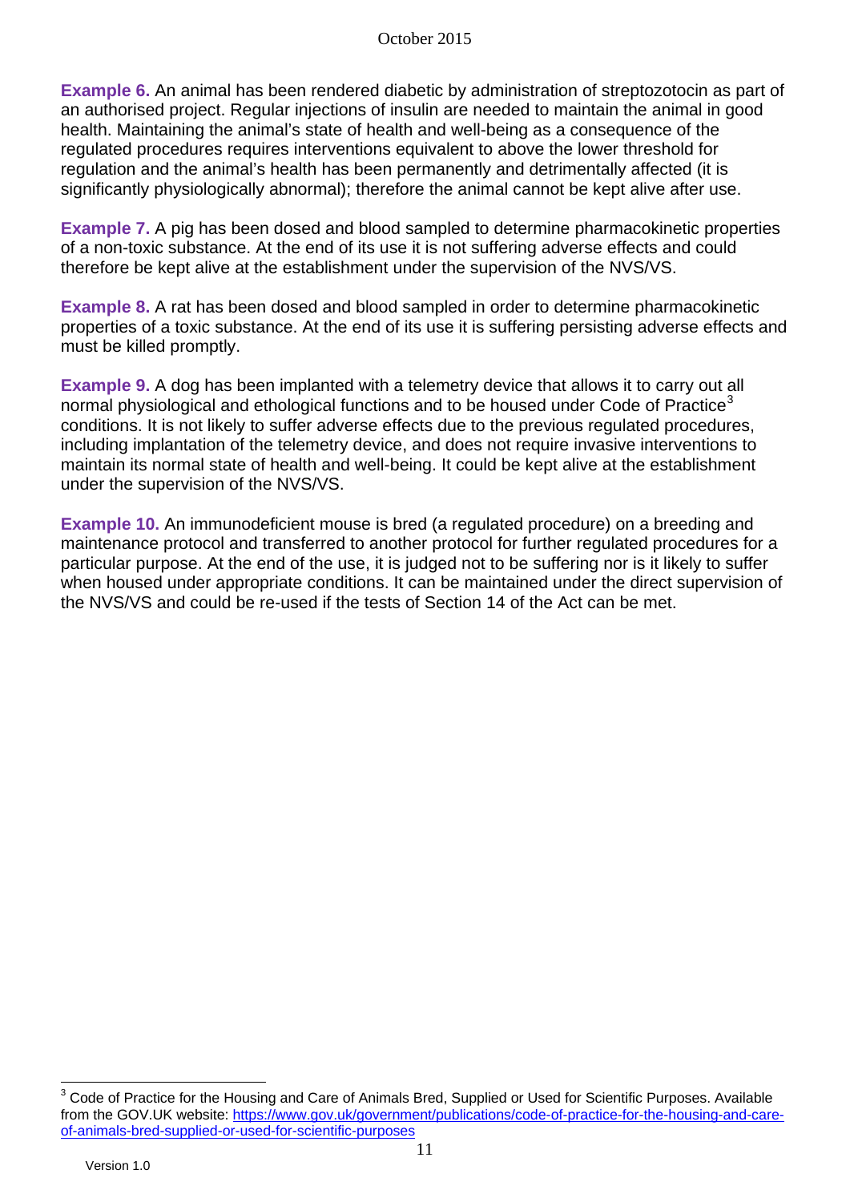**Example 6.** An animal has been rendered diabetic by administration of streptozotocin as part of an authorised project. Regular injections of insulin are needed to maintain the animal in good health. Maintaining the animal's state of health and well-being as a consequence of the regulated procedures requires interventions equivalent to above the lower threshold for regulation and the animal's health has been permanently and detrimentally affected (it is significantly physiologically abnormal); therefore the animal cannot be kept alive after use.

**Example 7.** A pig has been dosed and blood sampled to determine pharmacokinetic properties of a non-toxic substance. At the end of its use it is not suffering adverse effects and could therefore be kept alive at the establishment under the supervision of the NVS/VS.

**Example 8.** A rat has been dosed and blood sampled in order to determine pharmacokinetic properties of a toxic substance. At the end of its use it is suffering persisting adverse effects and must be killed promptly.

**Example 9.** A dog has been implanted with a telemetry device that allows it to carry out all normal physiological and ethological functions and to be housed under Code of Practice[3] conditions. It is not likely to suffer adverse effects due to the previous regulated procedures, including implantation of the telemetry device, and does not require invasive interventions to maintain its normal state of health and well-being. It could be kept alive at the establishment under the supervision of the NVS/VS.

**Example 10.** An immunodeficient mouse is bred (a regulated procedure) on a breeding and maintenance protocol and transferred to another protocol for further regulated procedures for a particular purpose. At the end of the use, it is judged not to be suffering nor is it likely to suffer when housed under appropriate conditions. It can be maintained under the direct supervision of the NVS/VS and could be re-used if the tests of Section 14 of the Act can be met.

---

[3] Code of Practice for the Housing and Care of Animals Bred, Supplied or Used for Scientific Purposes. Available from the GOV.UK website: https://www.gov.uk/government/publications/code-of-practice-for-the-housing-and-care-of-animals-bred-supplied-or-used-for-scientific-purposes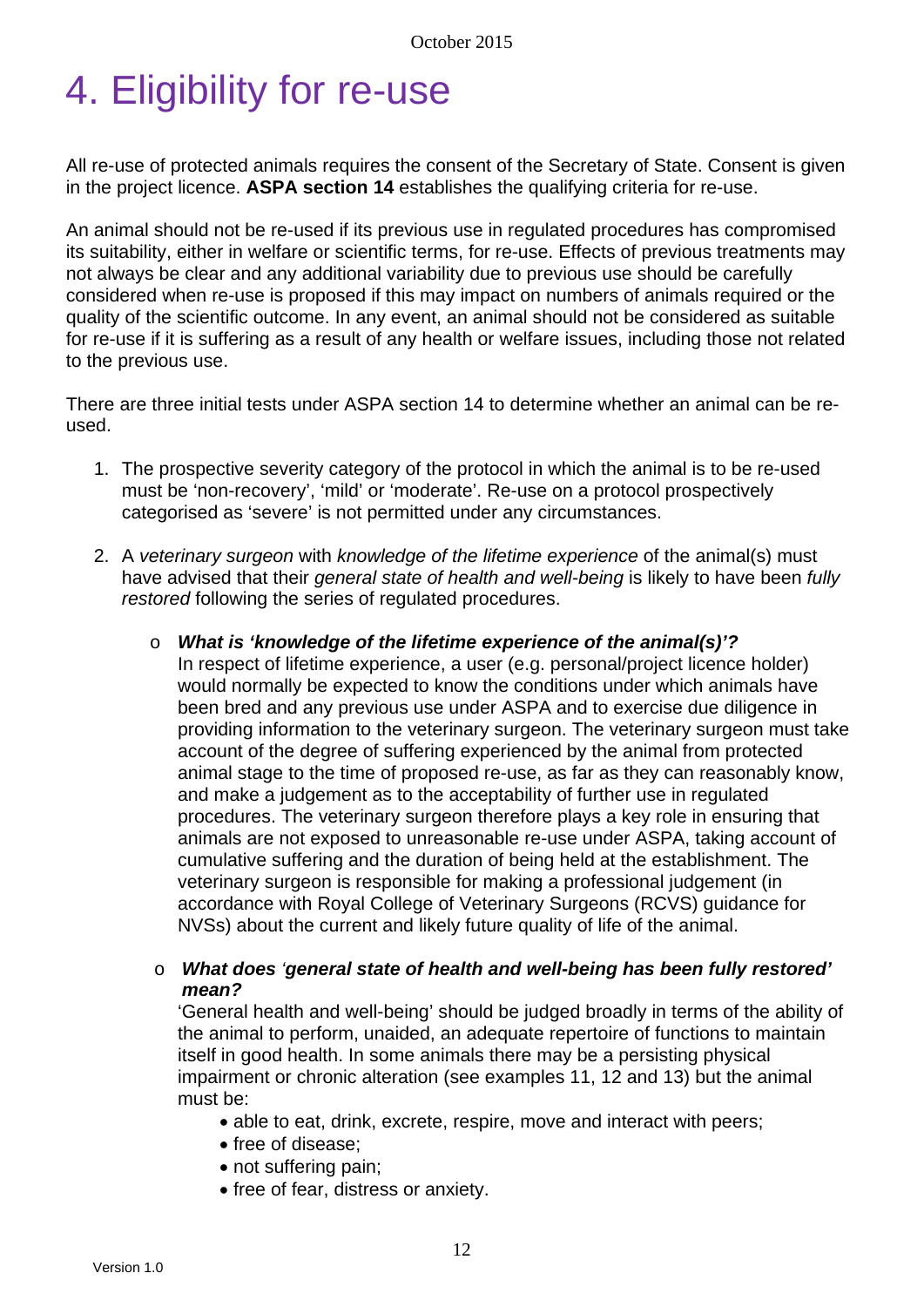# 4. Eligibility for re-use

All re-use of protected animals requires the consent of the Secretary of State. Consent is given in the project licence. **ASPA section 14** establishes the qualifying criteria for re-use.

An animal should not be re-used if its previous use in regulated procedures has compromised its suitability, either in welfare or scientific terms, for re-use. Effects of previous treatments may not always be clear and any additional variability due to previous use should be carefully considered when re-use is proposed if this may impact on numbers of animals required or the quality of the scientific outcome. In any event, an animal should not be considered as suitable for re-use if it is suffering as a result of any health or welfare issues, including those not related to the previous use.

There are three initial tests under ASPA section 14 to determine whether an animal can be re-used.

1. The prospective severity category of the protocol in which the animal is to be re-used must be 'non-recovery', 'mild' or 'moderate'. Re-use on a protocol prospectively categorised as 'severe' is not permitted under any circumstances.

2. A *veterinary surgeon* with *knowledge of the lifetime experience* of the animal(s) must have advised that their *general state of health and well-being* is likely to have been *fully restored* following the series of regulated procedures.

   - ***What is 'knowledge of the lifetime experience of the animal(s)'?***
     In respect of lifetime experience, a user (e.g. personal/project licence holder) would normally be expected to know the conditions under which animals have been bred and any previous use under ASPA and to exercise due diligence in providing information to the veterinary surgeon. The veterinary surgeon must take account of the degree of suffering experienced by the animal from protected animal stage to the time of proposed re-use, as far as they can reasonably know, and make a judgement as to the acceptability of further use in regulated procedures. The veterinary surgeon therefore plays a key role in ensuring that animals are not exposed to unreasonable re-use under ASPA, taking account of cumulative suffering and the duration of being held at the establishment. The veterinary surgeon is responsible for making a professional judgement (in accordance with Royal College of Veterinary Surgeons (RCVS) guidance for NVSs) about the current and likely future quality of life of the animal.

   - ***What does 'general state of health and well-being has been fully restored' mean?***
     'General health and well-being' should be judged broadly in terms of the ability of the animal to perform, unaided, an adequate repertoire of functions to maintain itself in good health. In some animals there may be a persisting physical impairment or chronic alteration (see examples 11, 12 and 13) but the animal must be:
     - able to eat, drink, excrete, respire, move and interact with peers;
     - free of disease;
     - not suffering pain;
     - free of fear, distress or anxiety.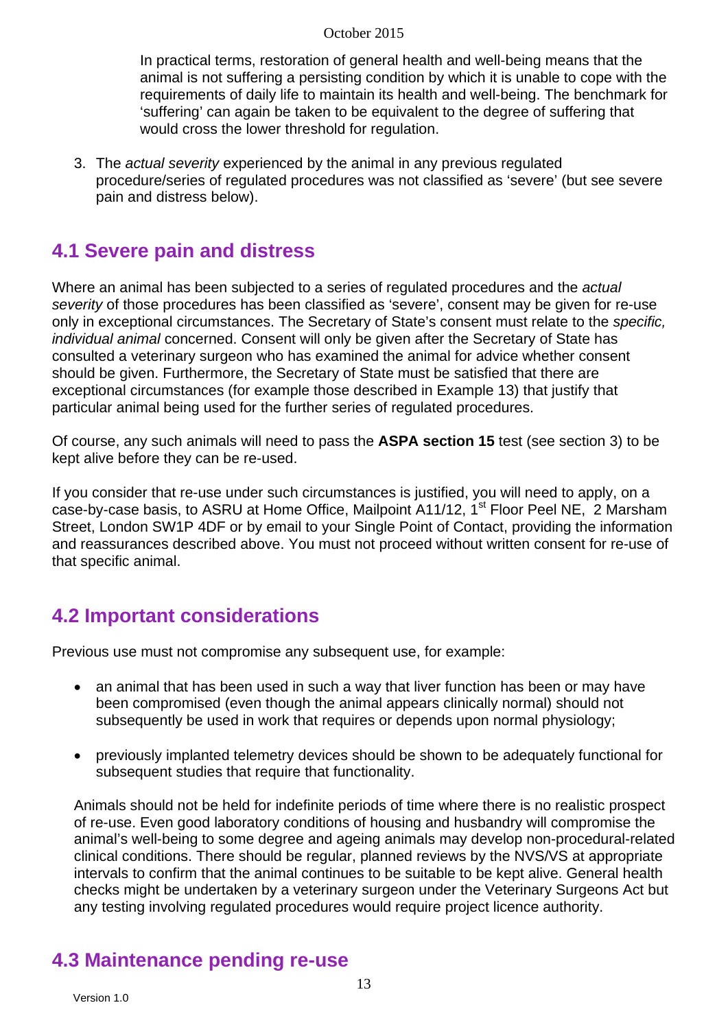In practical terms, restoration of general health and well-being means that the animal is not suffering a persisting condition by which it is unable to cope with the requirements of daily life to maintain its health and well-being. The benchmark for 'suffering' can again be taken to be equivalent to the degree of suffering that would cross the lower threshold for regulation.

3. The *actual severity* experienced by the animal in any previous regulated procedure/series of regulated procedures was not classified as 'severe' (but see severe pain and distress below).

## 4.1 Severe pain and distress

Where an animal has been subjected to a series of regulated procedures and the *actual severity* of those procedures has been classified as 'severe', consent may be given for re-use only in exceptional circumstances. The Secretary of State's consent must relate to the *specific, individual animal* concerned. Consent will only be given after the Secretary of State has consulted a veterinary surgeon who has examined the animal for advice whether consent should be given. Furthermore, the Secretary of State must be satisfied that there are exceptional circumstances (for example those described in Example 13) that justify that particular animal being used for the further series of regulated procedures.

Of course, any such animals will need to pass the **ASPA section 15** test (see section 3) to be kept alive before they can be re-used.

If you consider that re-use under such circumstances is justified, you will need to apply, on a case-by-case basis, to ASRU at Home Office, Mailpoint A11/12, 1st Floor Peel NE, 2 Marsham Street, London SW1P 4DF or by email to your Single Point of Contact, providing the information and reassurances described above. You must not proceed without written consent for re-use of that specific animal.

## 4.2 Important considerations

Previous use must not compromise any subsequent use, for example:

- an animal that has been used in such a way that liver function has been or may have been compromised (even though the animal appears clinically normal) should not subsequently be used in work that requires or depends upon normal physiology;
- previously implanted telemetry devices should be shown to be adequately functional for subsequent studies that require that functionality.

Animals should not be held for indefinite periods of time where there is no realistic prospect of re-use. Even good laboratory conditions of housing and husbandry will compromise the animal's well-being to some degree and ageing animals may develop non-procedural-related clinical conditions. There should be regular, planned reviews by the NVS/VS at appropriate intervals to confirm that the animal continues to be suitable to be kept alive. General health checks might be undertaken by a veterinary surgeon under the Veterinary Surgeons Act but any testing involving regulated procedures would require project licence authority.

## 4.3 Maintenance pending re-use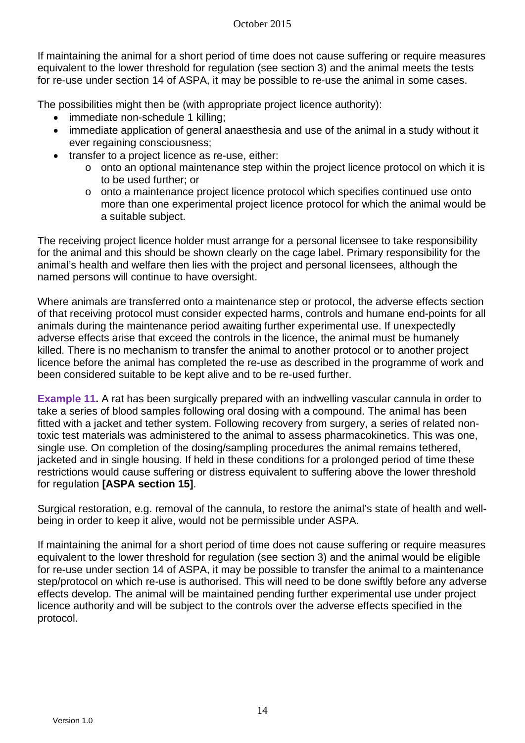If maintaining the animal for a short period of time does not cause suffering or require measures equivalent to the lower threshold for regulation (see section 3) and the animal meets the tests for re-use under section 14 of ASPA, it may be possible to re-use the animal in some cases.

The possibilities might then be (with appropriate project licence authority):

- immediate non-schedule 1 killing;
- immediate application of general anaesthesia and use of the animal in a study without it ever regaining consciousness;
- transfer to a project licence as re-use, either:
  - onto an optional maintenance step within the project licence protocol on which it is to be used further; or
  - onto a maintenance project licence protocol which specifies continued use onto more than one experimental project licence protocol for which the animal would be a suitable subject.

The receiving project licence holder must arrange for a personal licensee to take responsibility for the animal and this should be shown clearly on the cage label. Primary responsibility for the animal's health and welfare then lies with the project and personal licensees, although the named persons will continue to have oversight.

Where animals are transferred onto a maintenance step or protocol, the adverse effects section of that receiving protocol must consider expected harms, controls and humane end-points for all animals during the maintenance period awaiting further experimental use. If unexpectedly adverse effects arise that exceed the controls in the licence, the animal must be humanely killed. There is no mechanism to transfer the animal to another protocol or to another project licence before the animal has completed the re-use as described in the programme of work and been considered suitable to be kept alive and to be re-used further.

**Example 11.** A rat has been surgically prepared with an indwelling vascular cannula in order to take a series of blood samples following oral dosing with a compound. The animal has been fitted with a jacket and tether system. Following recovery from surgery, a series of related non-toxic test materials was administered to the animal to assess pharmacokinetics. This was one, single use. On completion of the dosing/sampling procedures the animal remains tethered, jacketed and in single housing. If held in these conditions for a prolonged period of time these restrictions would cause suffering or distress equivalent to suffering above the lower threshold for regulation **[ASPA section 15]**.

Surgical restoration, e.g. removal of the cannula, to restore the animal's state of health and well-being in order to keep it alive, would not be permissible under ASPA.

If maintaining the animal for a short period of time does not cause suffering or require measures equivalent to the lower threshold for regulation (see section 3) and the animal would be eligible for re-use under section 14 of ASPA, it may be possible to transfer the animal to a maintenance step/protocol on which re-use is authorised. This will need to be done swiftly before any adverse effects develop. The animal will be maintained pending further experimental use under project licence authority and will be subject to the controls over the adverse effects specified in the protocol.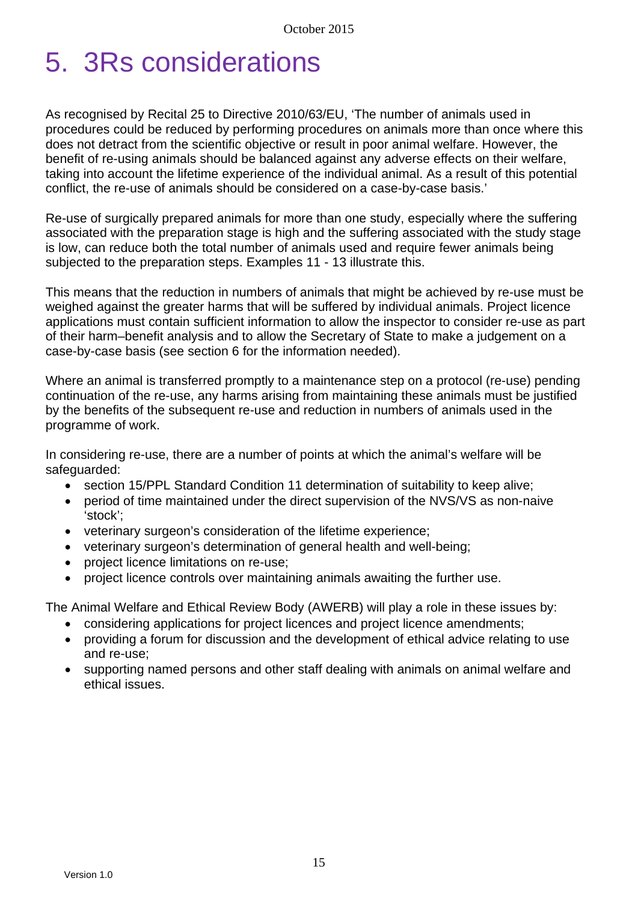# 5. 3Rs considerations

As recognised by Recital 25 to Directive 2010/63/EU, 'The number of animals used in procedures could be reduced by performing procedures on animals more than once where this does not detract from the scientific objective or result in poor animal welfare. However, the benefit of re-using animals should be balanced against any adverse effects on their welfare, taking into account the lifetime experience of the individual animal. As a result of this potential conflict, the re-use of animals should be considered on a case-by-case basis.'

Re-use of surgically prepared animals for more than one study, especially where the suffering associated with the preparation stage is high and the suffering associated with the study stage is low, can reduce both the total number of animals used and require fewer animals being subjected to the preparation steps. Examples 11 - 13 illustrate this.

This means that the reduction in numbers of animals that might be achieved by re-use must be weighed against the greater harms that will be suffered by individual animals. Project licence applications must contain sufficient information to allow the inspector to consider re-use as part of their harm–benefit analysis and to allow the Secretary of State to make a judgement on a case-by-case basis (see section 6 for the information needed).

Where an animal is transferred promptly to a maintenance step on a protocol (re-use) pending continuation of the re-use, any harms arising from maintaining these animals must be justified by the benefits of the subsequent re-use and reduction in numbers of animals used in the programme of work.

In considering re-use, there are a number of points at which the animal's welfare will be safeguarded:

- section 15/PPL Standard Condition 11 determination of suitability to keep alive;
- period of time maintained under the direct supervision of the NVS/VS as non-naive 'stock';
- veterinary surgeon's consideration of the lifetime experience;
- veterinary surgeon's determination of general health and well-being;
- project licence limitations on re-use;
- project licence controls over maintaining animals awaiting the further use.

The Animal Welfare and Ethical Review Body (AWERB) will play a role in these issues by:

- considering applications for project licences and project licence amendments;
- providing a forum for discussion and the development of ethical advice relating to use and re-use;
- supporting named persons and other staff dealing with animals on animal welfare and ethical issues.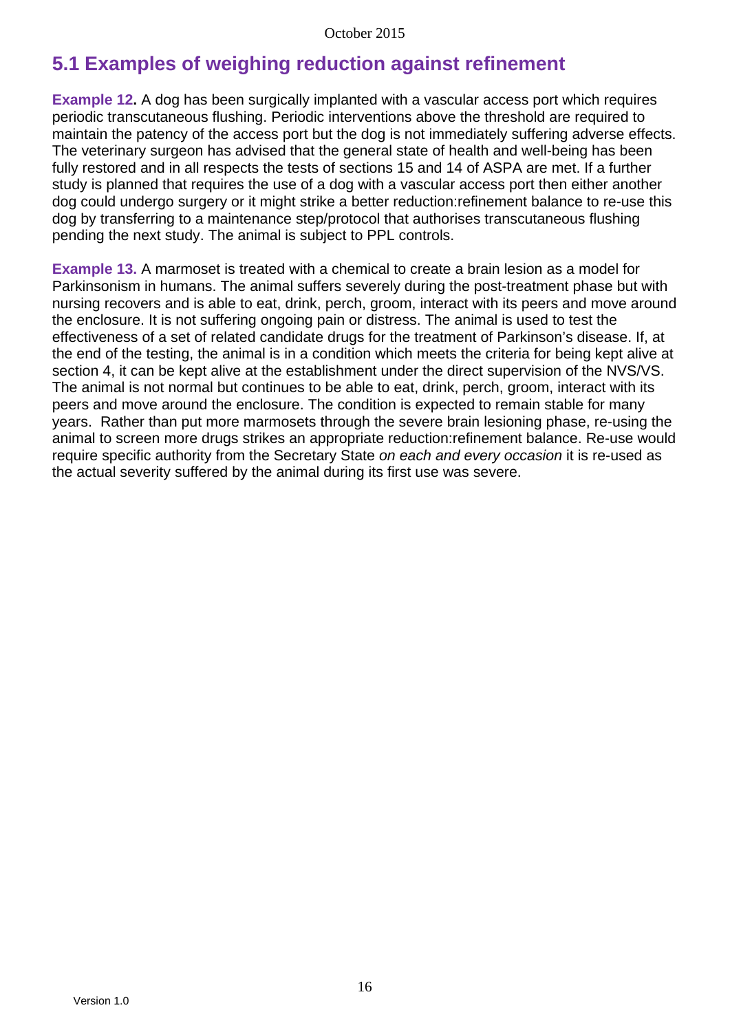## 5.1 Examples of weighing reduction against refinement

**Example 12.** A dog has been surgically implanted with a vascular access port which requires periodic transcutaneous flushing. Periodic interventions above the threshold are required to maintain the patency of the access port but the dog is not immediately suffering adverse effects. The veterinary surgeon has advised that the general state of health and well-being has been fully restored and in all respects the tests of sections 15 and 14 of ASPA are met. If a further study is planned that requires the use of a dog with a vascular access port then either another dog could undergo surgery or it might strike a better reduction:refinement balance to re-use this dog by transferring to a maintenance step/protocol that authorises transcutaneous flushing pending the next study. The animal is subject to PPL controls.

**Example 13.** A marmoset is treated with a chemical to create a brain lesion as a model for Parkinsonism in humans. The animal suffers severely during the post-treatment phase but with nursing recovers and is able to eat, drink, perch, groom, interact with its peers and move around the enclosure. It is not suffering ongoing pain or distress. The animal is used to test the effectiveness of a set of related candidate drugs for the treatment of Parkinson's disease. If, at the end of the testing, the animal is in a condition which meets the criteria for being kept alive at section 4, it can be kept alive at the establishment under the direct supervision of the NVS/VS. The animal is not normal but continues to be able to eat, drink, perch, groom, interact with its peers and move around the enclosure. The condition is expected to remain stable for many years. Rather than put more marmosets through the severe brain lesioning phase, re-using the animal to screen more drugs strikes an appropriate reduction:refinement balance. Re-use would require specific authority from the Secretary State *on each and every occasion* it is re-used as the actual severity suffered by the animal during its first use was severe.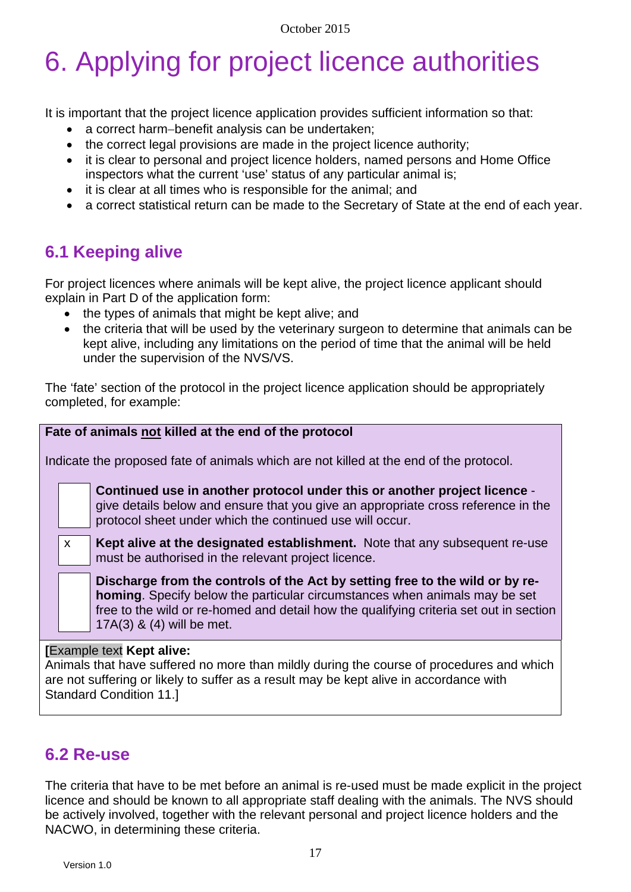# 6. Applying for project licence authorities

It is important that the project licence application provides sufficient information so that:

- a correct harm–benefit analysis can be undertaken;
- the correct legal provisions are made in the project licence authority;
- it is clear to personal and project licence holders, named persons and Home Office inspectors what the current 'use' status of any particular animal is;
- it is clear at all times who is responsible for the animal; and
- a correct statistical return can be made to the Secretary of State at the end of each year.

## 6.1 Keeping alive

For project licences where animals will be kept alive, the project licence applicant should explain in Part D of the application form:

- the types of animals that might be kept alive; and
- the criteria that will be used by the veterinary surgeon to determine that animals can be kept alive, including any limitations on the period of time that the animal will be held under the supervision of the NVS/VS.

The 'fate' section of the protocol in the project licence application should be appropriately completed, for example:

**Fate of animals not killed at the end of the protocol**

Indicate the proposed fate of animals which are not killed at the end of the protocol.

| | |
|---|---|
| | **Continued use in another protocol under this or another project licence** - give details below and ensure that you give an appropriate cross reference in the protocol sheet under which the continued use will occur. |
| x | **Kept alive at the designated establishment.** Note that any subsequent re-use must be authorised in the relevant project licence. |
| | **Discharge from the controls of the Act by setting free to the wild or by re-homing**. Specify below the particular circumstances when animals may be set free to the wild or re-homed and detail how the qualifying criteria set out in section 17A(3) & (4) will be met. |

**[**Example text **Kept alive:**
Animals that have suffered no more than mildly during the course of procedures and which are not suffering or likely to suffer as a result may be kept alive in accordance with Standard Condition 11.]

## 6.2 Re-use

The criteria that have to be met before an animal is re-used must be made explicit in the project licence and should be known to all appropriate staff dealing with the animals. The NVS should be actively involved, together with the relevant personal and project licence holders and the NACWO, in determining these criteria.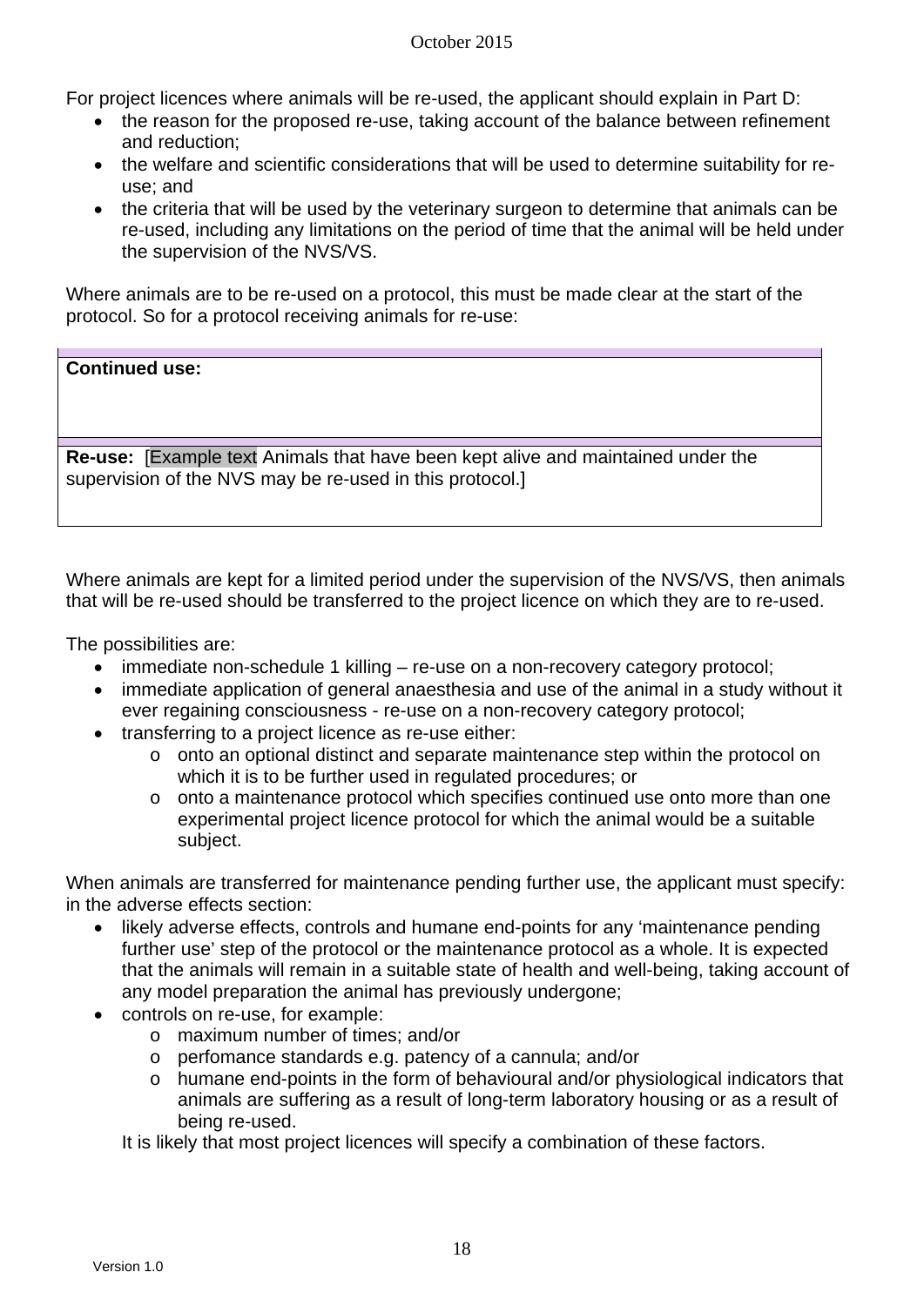For project licences where animals will be re-used, the applicant should explain in Part D:

- the reason for the proposed re-use, taking account of the balance between refinement and reduction;
- the welfare and scientific considerations that will be used to determine suitability for re-use; and
- the criteria that will be used by the veterinary surgeon to determine that animals can be re-used, including any limitations on the period of time that the animal will be held under the supervision of the NVS/VS.

Where animals are to be re-used on a protocol, this must be made clear at the start of the protocol. So for a protocol receiving animals for re-use:

| **Continued use:** |
|---|
| **Re-use:** [Example text Animals that have been kept alive and maintained under the supervision of the NVS may be re-used in this protocol.] |

Where animals are kept for a limited period under the supervision of the NVS/VS, then animals that will be re-used should be transferred to the project licence on which they are to re-used.

The possibilities are:

- immediate non-schedule 1 killing – re-use on a non-recovery category protocol;
- immediate application of general anaesthesia and use of the animal in a study without it ever regaining consciousness - re-use on a non-recovery category protocol;
- transferring to a project licence as re-use either:
  - onto an optional distinct and separate maintenance step within the protocol on which it is to be further used in regulated procedures; or
  - onto a maintenance protocol which specifies continued use onto more than one experimental project licence protocol for which the animal would be a suitable subject.

When animals are transferred for maintenance pending further use, the applicant must specify: in the adverse effects section:

- likely adverse effects, controls and humane end-points for any 'maintenance pending further use' step of the protocol or the maintenance protocol as a whole. It is expected that the animals will remain in a suitable state of health and well-being, taking account of any model preparation the animal has previously undergone;
- controls on re-use, for example:
  - maximum number of times; and/or
  - perfomance standards e.g. patency of a cannula; and/or
  - humane end-points in the form of behavioural and/or physiological indicators that animals are suffering as a result of long-term laboratory housing or as a result of being re-used.

  It is likely that most project licences will specify a combination of these factors.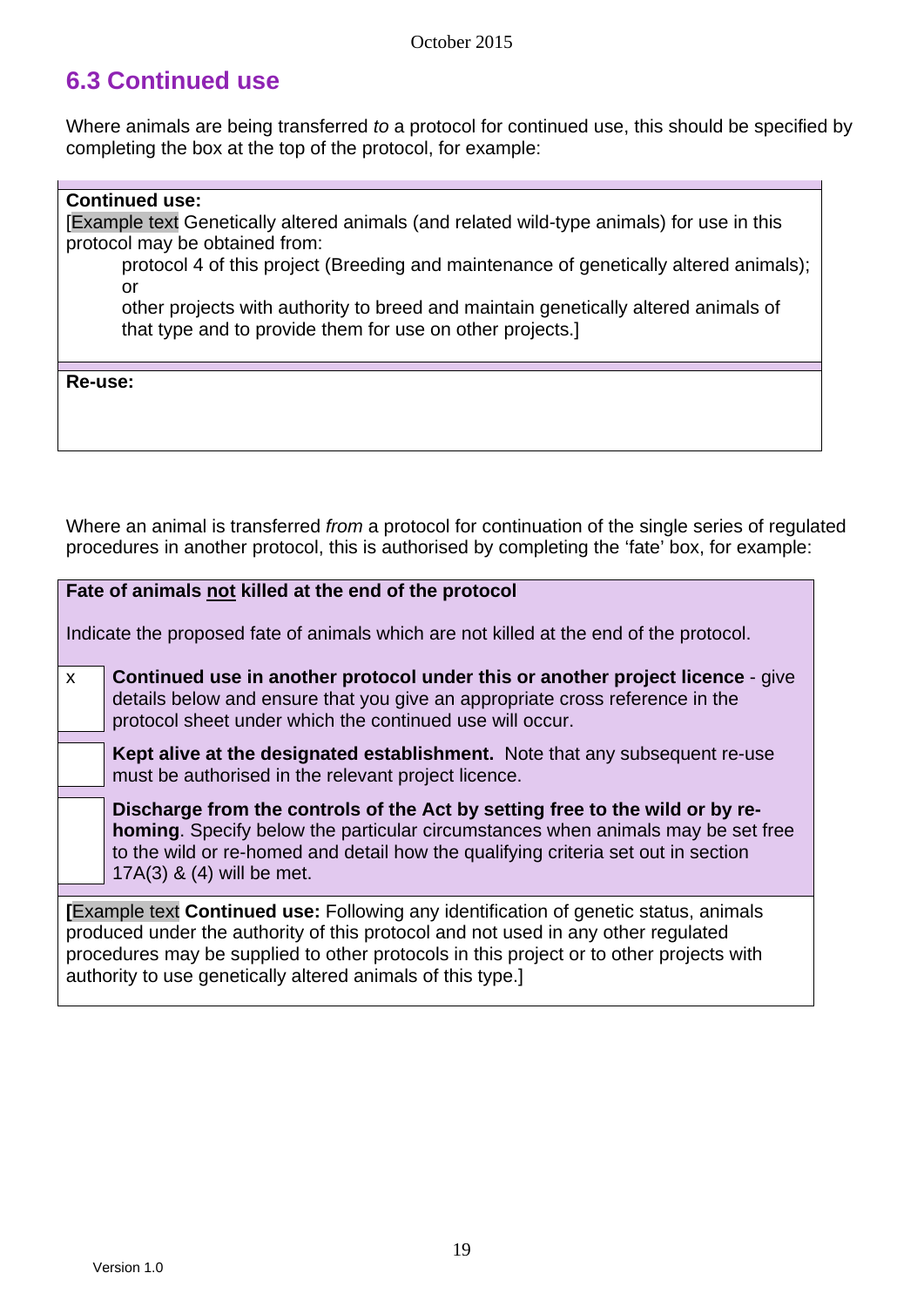## 6.3 Continued use

Where animals are being transferred *to* a protocol for continued use, this should be specified by completing the box at the top of the protocol, for example:

| **Continued use:**<br>[Example text Genetically altered animals (and related wild-type animals) for use in this protocol may be obtained from:<br>protocol 4 of this project (Breeding and maintenance of genetically altered animals); or<br>other projects with authority to breed and maintain genetically altered animals of that type and to provide them for use on other projects.] |
|---|
| **Re-use:** |

Where an animal is transferred *from* a protocol for continuation of the single series of regulated procedures in another protocol, this is authorised by completing the 'fate' box, for example:

| **Fate of animals <u>not</u> killed at the end of the protocol**<br><br>Indicate the proposed fate of animals which are not killed at the end of the protocol. | |
|---|---|
| x | **Continued use in another protocol under this or another project licence** - give details below and ensure that you give an appropriate cross reference in the protocol sheet under which the continued use will occur. |
| | **Kept alive at the designated establishment.** Note that any subsequent re-use must be authorised in the relevant project licence. |
| | **Discharge from the controls of the Act by setting free to the wild or by re-homing**. Specify below the particular circumstances when animals may be set free to the wild or re-homed and detail how the qualifying criteria set out in section 17A(3) & (4) will be met. |
| **[**Example text **Continued use:** Following any identification of genetic status, animals produced under the authority of this protocol and not used in any other regulated procedures may be supplied to other protocols in this project or to other projects with authority to use genetically altered animals of this type.] | |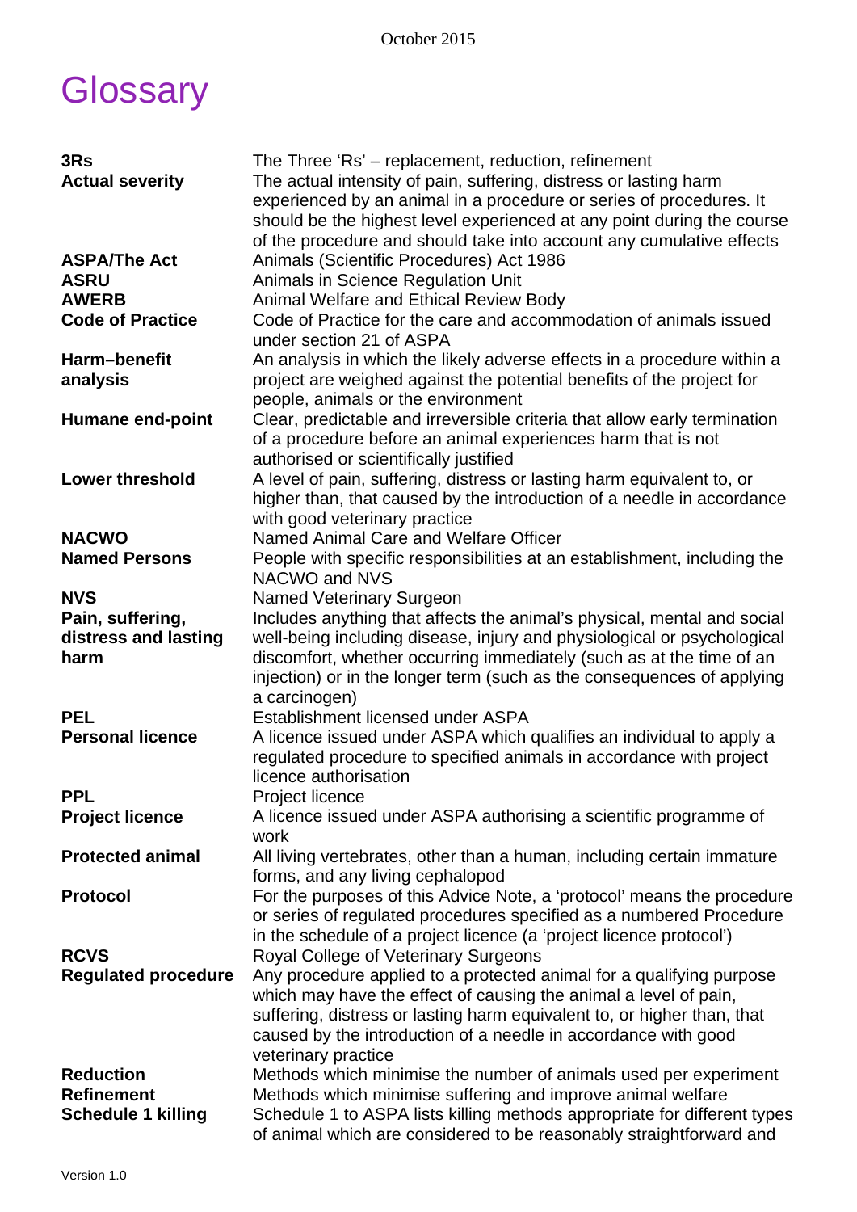# Glossary

| | |
|---|---|
| **3Rs** | The Three 'Rs' – replacement, reduction, refinement |
| **Actual severity** | The actual intensity of pain, suffering, distress or lasting harm experienced by an animal in a procedure or series of procedures. It should be the highest level experienced at any point during the course of the procedure and should take into account any cumulative effects |
| **ASPA/The Act** | Animals (Scientific Procedures) Act 1986 |
| **ASRU** | Animals in Science Regulation Unit |
| **AWERB** | Animal Welfare and Ethical Review Body |
| **Code of Practice** | Code of Practice for the care and accommodation of animals issued under section 21 of ASPA |
| **Harm–benefit analysis** | An analysis in which the likely adverse effects in a procedure within a project are weighed against the potential benefits of the project for people, animals or the environment |
| **Humane end-point** | Clear, predictable and irreversible criteria that allow early termination of a procedure before an animal experiences harm that is not authorised or scientifically justified |
| **Lower threshold** | A level of pain, suffering, distress or lasting harm equivalent to, or higher than, that caused by the introduction of a needle in accordance with good veterinary practice |
| **NACWO** | Named Animal Care and Welfare Officer |
| **Named Persons** | People with specific responsibilities at an establishment, including the NACWO and NVS |
| **NVS** | Named Veterinary Surgeon |
| **Pain, suffering, distress and lasting harm** | Includes anything that affects the animal's physical, mental and social well-being including disease, injury and physiological or psychological discomfort, whether occurring immediately (such as at the time of an injection) or in the longer term (such as the consequences of applying a carcinogen) |
| **PEL** | Establishment licensed under ASPA |
| **Personal licence** | A licence issued under ASPA which qualifies an individual to apply a regulated procedure to specified animals in accordance with project licence authorisation |
| **PPL** | Project licence |
| **Project licence** | A licence issued under ASPA authorising a scientific programme of work |
| **Protected animal** | All living vertebrates, other than a human, including certain immature forms, and any living cephalopod |
| **Protocol** | For the purposes of this Advice Note, a 'protocol' means the procedure or series of regulated procedures specified as a numbered Procedure in the schedule of a project licence (a 'project licence protocol') |
| **RCVS** | Royal College of Veterinary Surgeons |
| **Regulated procedure** | Any procedure applied to a protected animal for a qualifying purpose which may have the effect of causing the animal a level of pain, suffering, distress or lasting harm equivalent to, or higher than, that caused by the introduction of a needle in accordance with good veterinary practice |
| **Reduction** | Methods which minimise the number of animals used per experiment |
| **Refinement** | Methods which minimise suffering and improve animal welfare |
| **Schedule 1 killing** | Schedule 1 to ASPA lists killing methods appropriate for different types of animal which are considered to be reasonably straightforward and |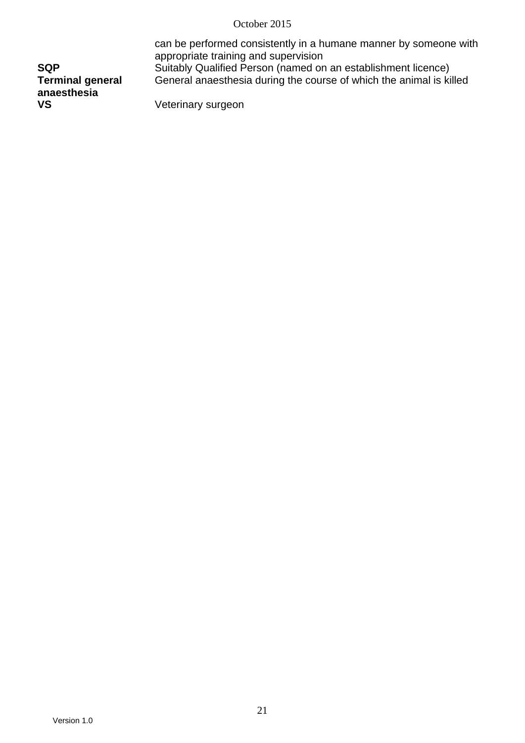| | |
|---|---|
| | can be performed consistently in a humane manner by someone with appropriate training and supervision |
| **SQP** | Suitably Qualified Person (named on an establishment licence) |
| **Terminal general anaesthesia** | General anaesthesia during the course of which the animal is killed |
| **VS** | Veterinary surgeon |